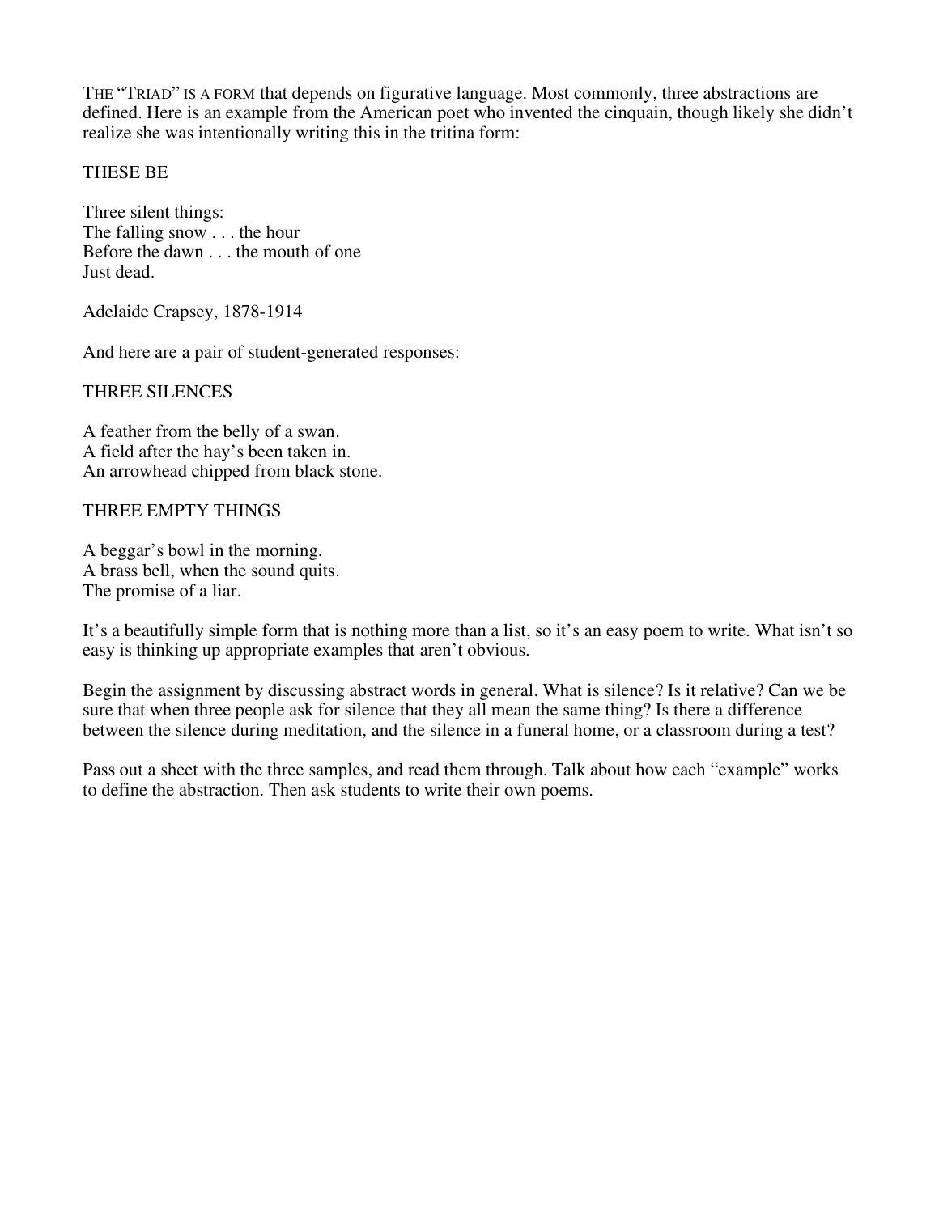THE "TRIAD" IS A FORM that depends on figurative language. Most commonly, three abstractions are defined. Here is an example from the American poet who invented the cinquain, though likely she didn't realize she was intentionally writing this in the tritina form:

THESE BE

Three silent things:  
The falling snow . . . the hour  
Before the dawn . . . the mouth of one  
Just dead.

Adelaide Crapsey, 1878-1914

And here are a pair of student-generated responses:

THREE SILENCES

A feather from the belly of a swan.  
A field after the hay's been taken in.  
An arrowhead chipped from black stone.

THREE EMPTY THINGS

A beggar's bowl in the morning.  
A brass bell, when the sound quits.  
The promise of a liar.

It's a beautifully simple form that is nothing more than a list, so it's an easy poem to write. What isn't so easy is thinking up appropriate examples that aren't obvious.

Begin the assignment by discussing abstract words in general. What is silence? Is it relative? Can we be sure that when three people ask for silence that they all mean the same thing? Is there a difference between the silence during meditation, and the silence in a funeral home, or a classroom during a test?

Pass out a sheet with the three samples, and read them through. Talk about how each "example" works to define the abstraction. Then ask students to write their own poems.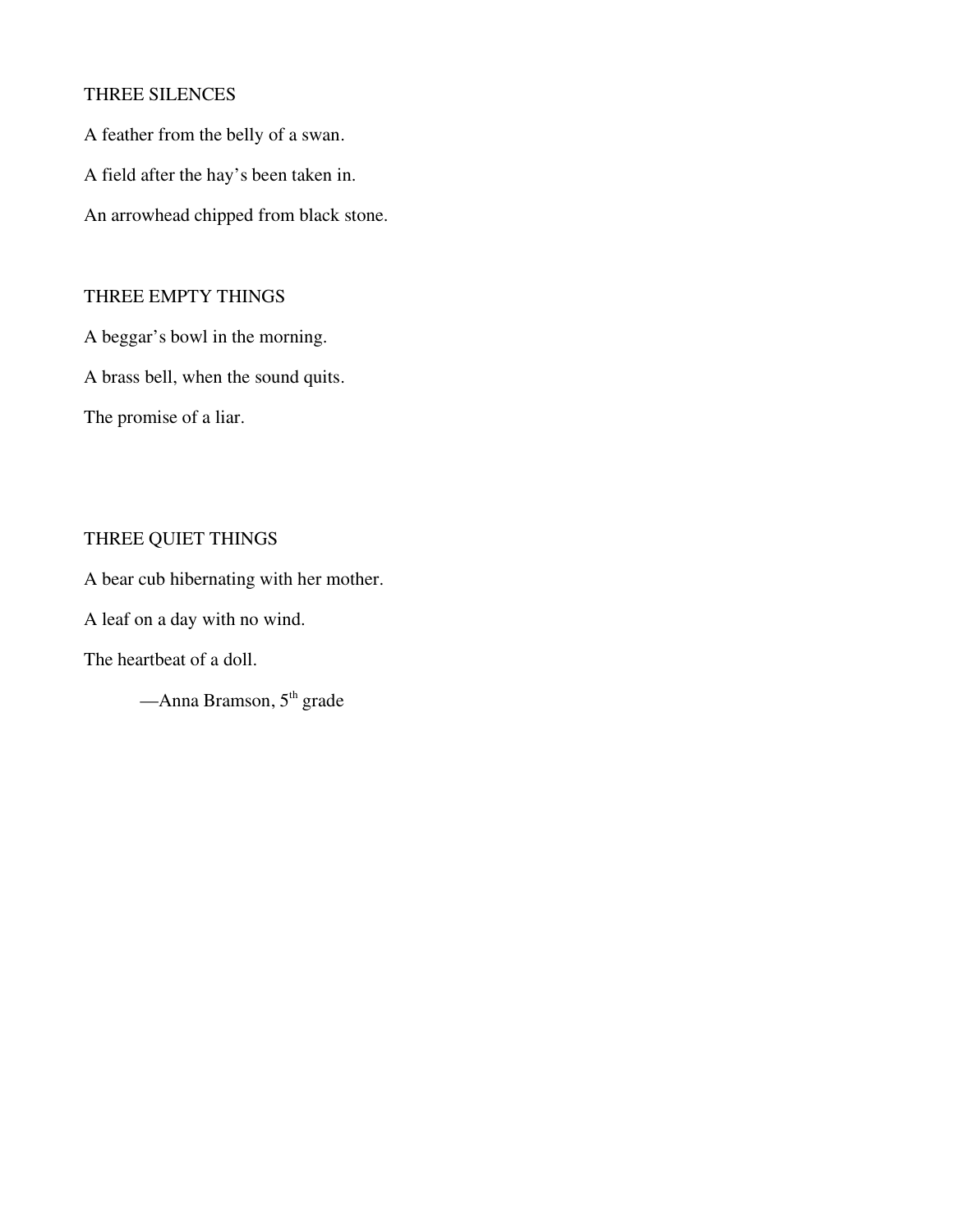## THREE SILENCES

A feather from the belly of a swan.

A field after the hay's been taken in.

An arrowhead chipped from black stone.

## THREE EMPTY THINGS

A beggar's bowl in the morning.

A brass bell, when the sound quits.

The promise of a liar.

## THREE QUIET THINGS

A bear cub hibernating with her mother.

A leaf on a day with no wind.

The heartbeat of a doll.

—Anna Bramson, 5th grade